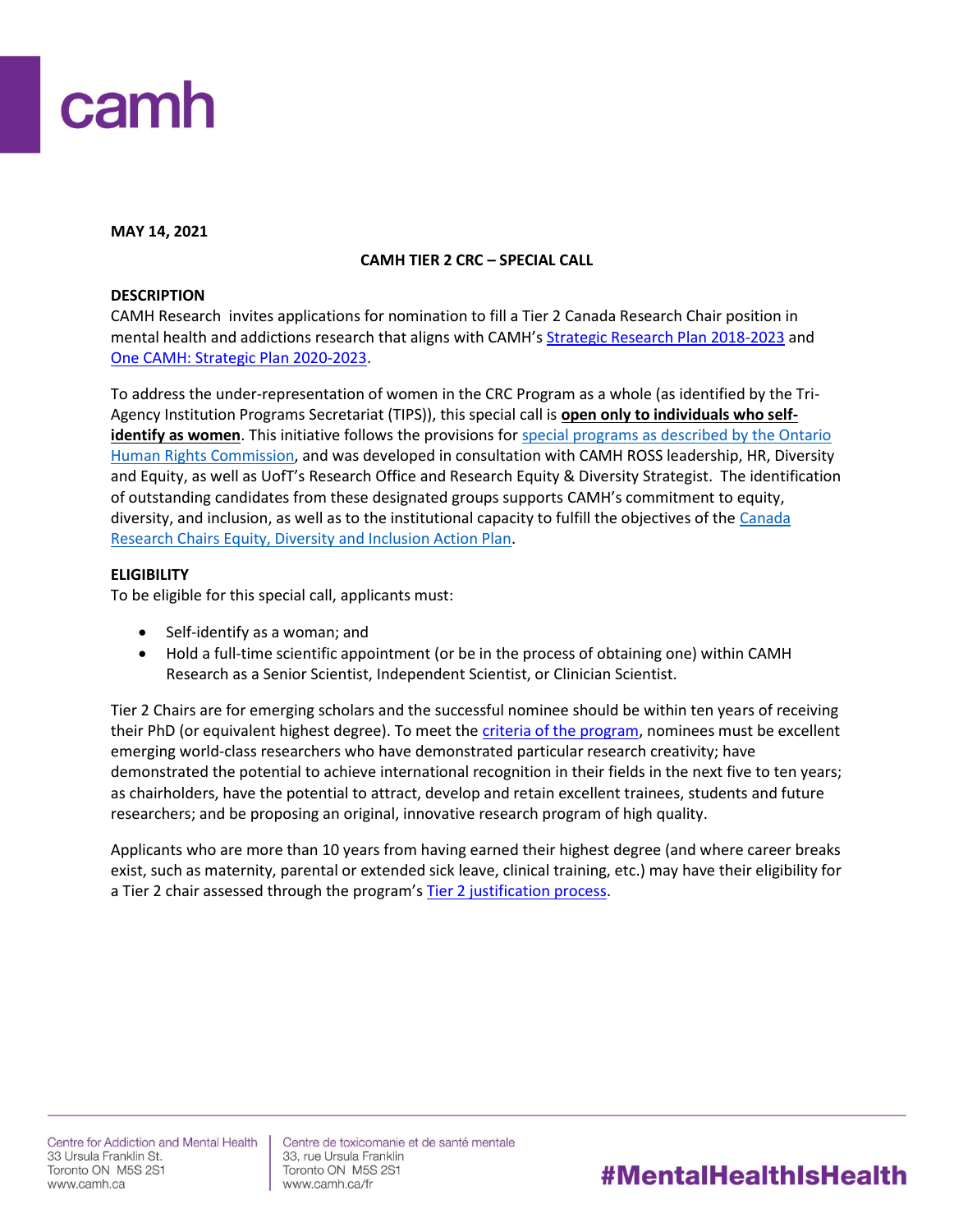**MAY 14, 2021**

**CAMH TIER 2 CRC – SPECIAL CALL**

**DESCRIPTION**

CAMH Research invites applications for nomination to fill a Tier 2 Canada Research Chair position in mental health and addictions research that aligns with CAMH's Strategic Research Plan 2018-2023 and One CAMH: Strategic Plan 2020-2023.

To address the under-representation of women in the CRC Program as a whole (as identified by the Tri-Agency Institution Programs Secretariat (TIPS)), this special call is **open only to individuals who self-identify as women**. This initiative follows the provisions for special programs as described by the Ontario Human Rights Commission, and was developed in consultation with CAMH ROSS leadership, HR, Diversity and Equity, as well as UofT's Research Office and Research Equity & Diversity Strategist. The identification of outstanding candidates from these designated groups supports CAMH's commitment to equity, diversity, and inclusion, as well as to the institutional capacity to fulfill the objectives of the Canada Research Chairs Equity, Diversity and Inclusion Action Plan.

**ELIGIBILITY**

To be eligible for this special call, applicants must:

- Self-identify as a woman; and
- Hold a full-time scientific appointment (or be in the process of obtaining one) within CAMH Research as a Senior Scientist, Independent Scientist, or Clinician Scientist.

Tier 2 Chairs are for emerging scholars and the successful nominee should be within ten years of receiving their PhD (or equivalent highest degree). To meet the criteria of the program, nominees must be excellent emerging world-class researchers who have demonstrated particular research creativity; have demonstrated the potential to achieve international recognition in their fields in the next five to ten years; as chairholders, have the potential to attract, develop and retain excellent trainees, students and future researchers; and be proposing an original, innovative research program of high quality.

Applicants who are more than 10 years from having earned their highest degree (and where career breaks exist, such as maternity, parental or extended sick leave, clinical training, etc.) may have their eligibility for a Tier 2 chair assessed through the program's Tier 2 justification process.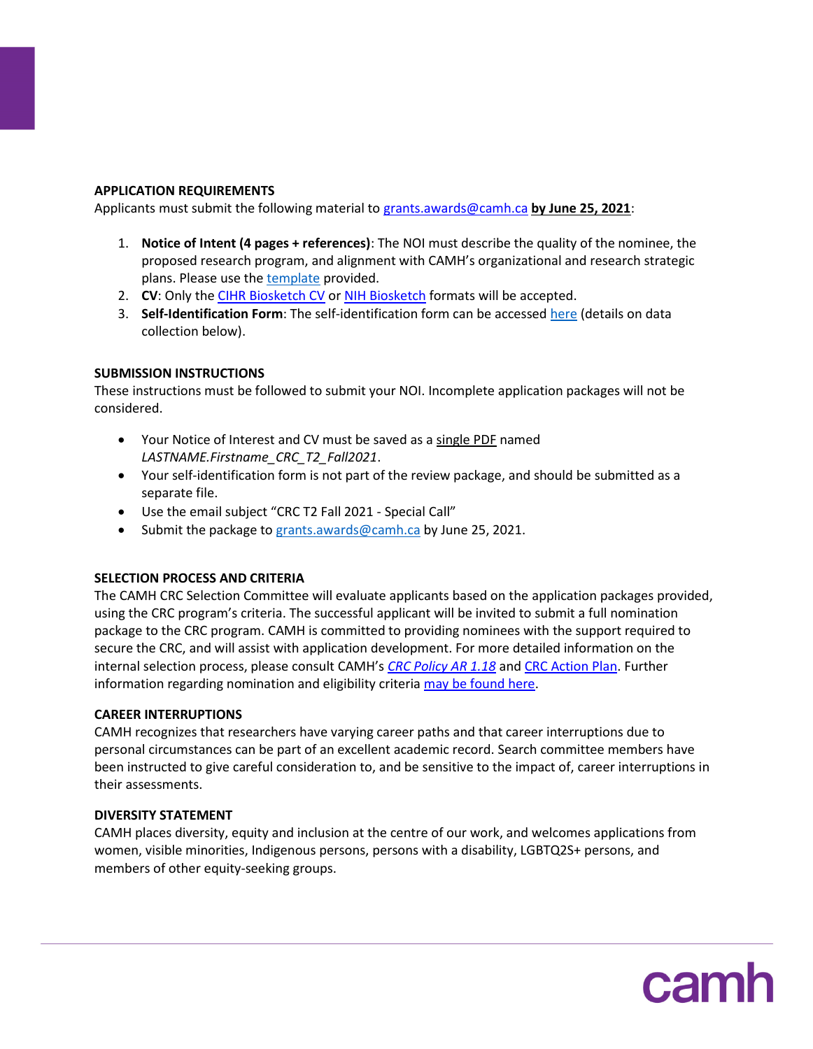## APPLICATION REQUIREMENTS

Applicants must submit the following material to grants.awards@camh.ca **by June 25, 2021**:

1. **Notice of Intent (4 pages + references)**: The NOI must describe the quality of the nominee, the proposed research program, and alignment with CAMH's organizational and research strategic plans. Please use the template provided.
2. **CV**: Only the CIHR Biosketch CV or NIH Biosketch formats will be accepted.
3. **Self-Identification Form**: The self-identification form can be accessed here (details on data collection below).

## SUBMISSION INSTRUCTIONS

These instructions must be followed to submit your NOI. Incomplete application packages will not be considered.

- Your Notice of Interest and CV must be saved as a single PDF named *LASTNAME.Firstname_CRC_T2_Fall2021*.
- Your self-identification form is not part of the review package, and should be submitted as a separate file.
- Use the email subject "CRC T2 Fall 2021 - Special Call"
- Submit the package to grants.awards@camh.ca by June 25, 2021.

## SELECTION PROCESS AND CRITERIA

The CAMH CRC Selection Committee will evaluate applicants based on the application packages provided, using the CRC program's criteria. The successful applicant will be invited to submit a full nomination package to the CRC program. CAMH is committed to providing nominees with the support required to secure the CRC, and will assist with application development. For more detailed information on the internal selection process, please consult CAMH's *CRC Policy AR 1.18* and CRC Action Plan. Further information regarding nomination and eligibility criteria may be found here.

## CAREER INTERRUPTIONS

CAMH recognizes that researchers have varying career paths and that career interruptions due to personal circumstances can be part of an excellent academic record. Search committee members have been instructed to give careful consideration to, and be sensitive to the impact of, career interruptions in their assessments.

## DIVERSITY STATEMENT

CAMH places diversity, equity and inclusion at the centre of our work, and welcomes applications from women, visible minorities, Indigenous persons, persons with a disability, LGBTQ2S+ persons, and members of other equity-seeking groups.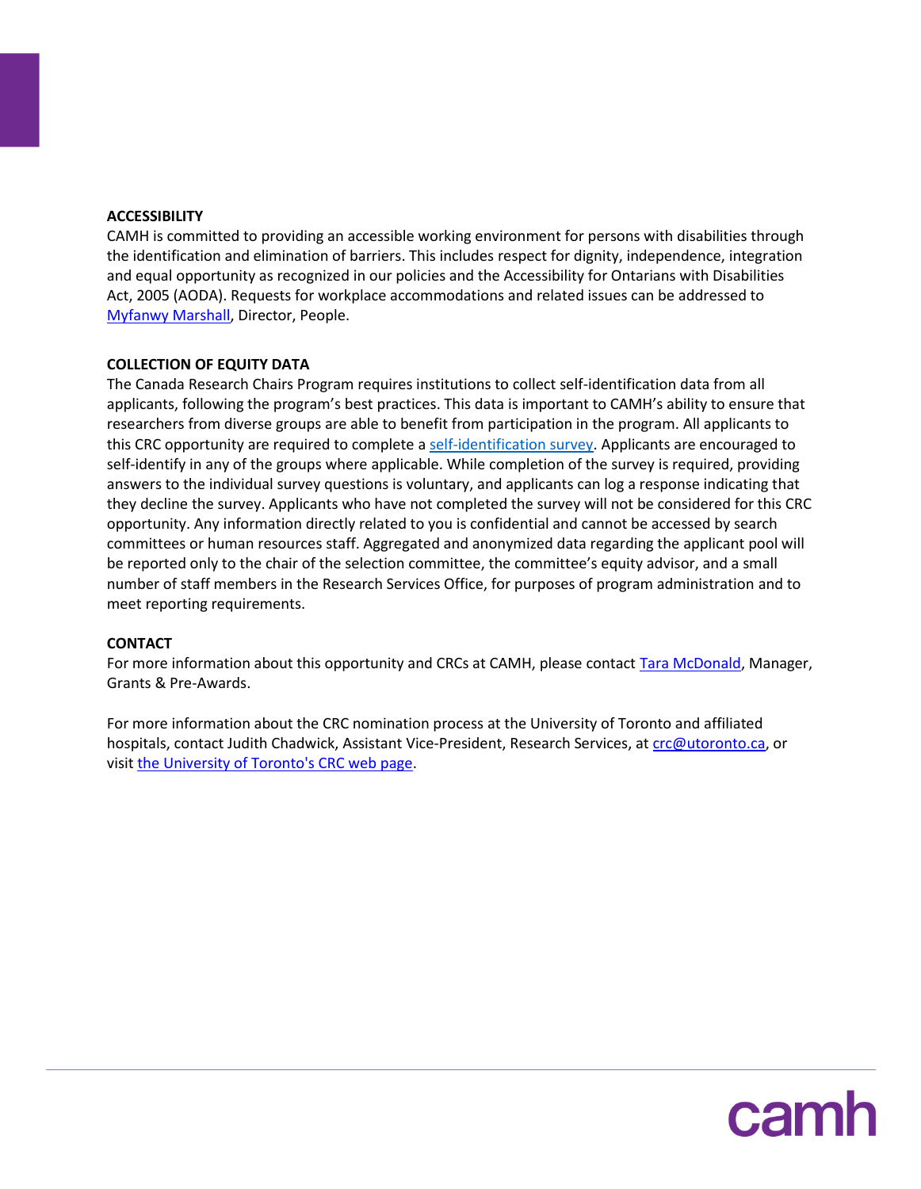**ACCESSIBILITY**

CAMH is committed to providing an accessible working environment for persons with disabilities through the identification and elimination of barriers. This includes respect for dignity, independence, integration and equal opportunity as recognized in our policies and the Accessibility for Ontarians with Disabilities Act, 2005 (AODA). Requests for workplace accommodations and related issues can be addressed to Myfanwy Marshall, Director, People.

**COLLECTION OF EQUITY DATA**

The Canada Research Chairs Program requires institutions to collect self-identification data from all applicants, following the program's best practices. This data is important to CAMH's ability to ensure that researchers from diverse groups are able to benefit from participation in the program. All applicants to this CRC opportunity are required to complete a self-identification survey. Applicants are encouraged to self-identify in any of the groups where applicable. While completion of the survey is required, providing answers to the individual survey questions is voluntary, and applicants can log a response indicating that they decline the survey. Applicants who have not completed the survey will not be considered for this CRC opportunity. Any information directly related to you is confidential and cannot be accessed by search committees or human resources staff. Aggregated and anonymized data regarding the applicant pool will be reported only to the chair of the selection committee, the committee's equity advisor, and a small number of staff members in the Research Services Office, for purposes of program administration and to meet reporting requirements.

**CONTACT**

For more information about this opportunity and CRCs at CAMH, please contact Tara McDonald, Manager, Grants & Pre-Awards.

For more information about the CRC nomination process at the University of Toronto and affiliated hospitals, contact Judith Chadwick, Assistant Vice-President, Research Services, at crc@utoronto.ca, or visit the University of Toronto's CRC web page.